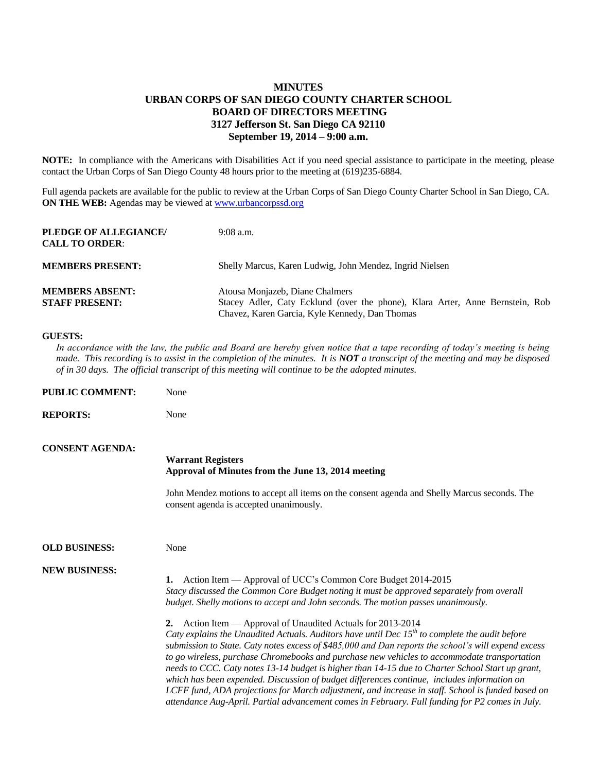# MINUTES
## URBAN CORPS OF SAN DIEGO COUNTY CHARTER SCHOOL
## BOARD OF DIRECTORS MEETING
## 3127 Jefferson St. San Diego CA 92110
## September 19, 2014 – 9:00 a.m.

**NOTE:** In compliance with the Americans with Disabilities Act if you need special assistance to participate in the meeting, please contact the Urban Corps of San Diego County 48 hours prior to the meeting at (619)235-6884.

Full agenda packets are available for the public to review at the Urban Corps of San Diego County Charter School in San Diego, CA. **ON THE WEB:** Agendas may be viewed at www.urbancorpssd.org

**PLEDGE OF ALLEGIANCE/ CALL TO ORDER**: 9:08 a.m.

**MEMBERS PRESENT:** Shelly Marcus, Karen Ludwig, John Mendez, Ingrid Nielsen

**MEMBERS ABSENT:** Atousa Monjazeb, Diane Chalmers

**STAFF PRESENT:** Stacey Adler, Caty Ecklund (over the phone), Klara Arter, Anne Bernstein, Rob Chavez, Karen Garcia, Kyle Kennedy, Dan Thomas

**GUESTS:**

*In accordance with the law, the public and Board are hereby given notice that a tape recording of today's meeting is being made. This recording is to assist in the completion of the minutes. It is **NOT** a transcript of the meeting and may be disposed of in 30 days. The official transcript of this meeting will continue to be the adopted minutes.*

**PUBLIC COMMENT:** None

**REPORTS:** None

**CONSENT AGENDA:**

**Warrant Registers**
**Approval of Minutes from the June 13, 2014 meeting**

John Mendez motions to accept all items on the consent agenda and Shelly Marcus seconds. The consent agenda is accepted unanimously.

**OLD BUSINESS:** None

**NEW BUSINESS:**

1. Action Item — Approval of UCC's Common Core Budget 2014-2015
*Stacy discussed the Common Core Budget noting it must be approved separately from overall budget. Shelly motions to accept and John seconds. The motion passes unanimously.*

2. Action Item — Approval of Unaudited Actuals for 2013-2014
*Caty explains the Unaudited Actuals. Auditors have until Dec 15th to complete the audit before submission to State. Caty notes excess of $485,000 and Dan reports the school's will expend excess to go wireless, purchase Chromebooks and purchase new vehicles to accommodate transportation needs to CCC. Caty notes 13-14 budget is higher than 14-15 due to Charter School Start up grant, which has been expended. Discussion of budget differences continue, includes information on LCFF fund, ADA projections for March adjustment, and increase in staff. School is funded based on attendance Aug-April. Partial advancement comes in February. Full funding for P2 comes in July.*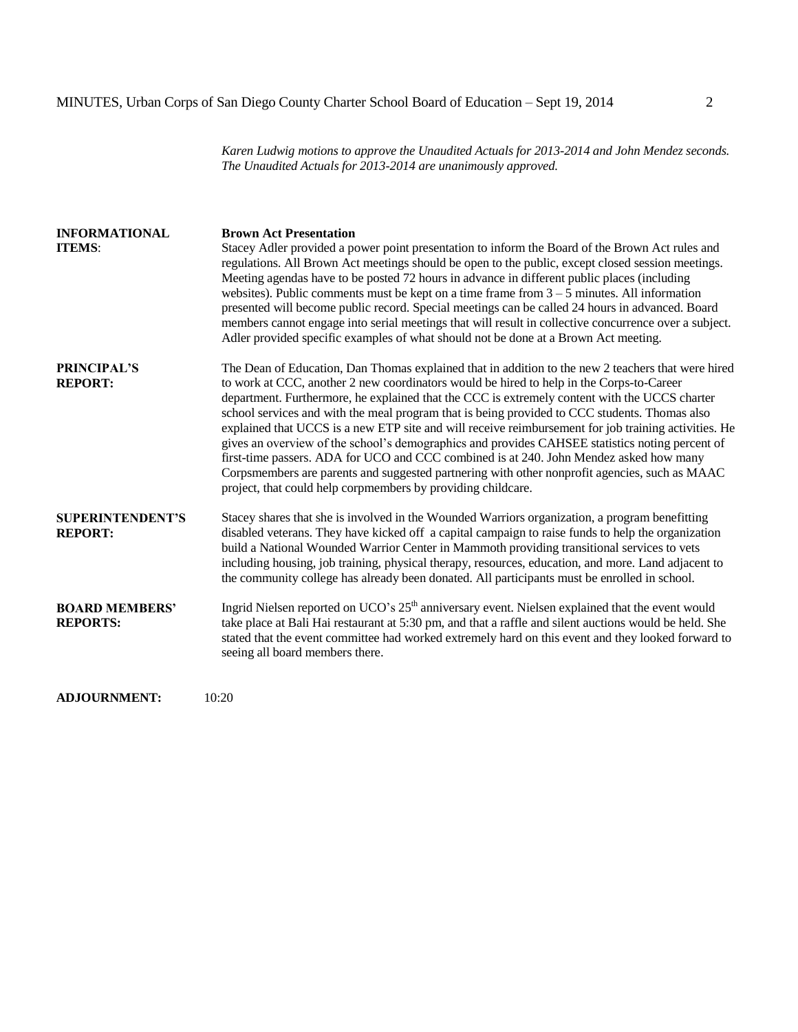*Karen Ludwig motions to approve the Unaudited Actuals for 2013-2014 and John Mendez seconds. The Unaudited Actuals for 2013-2014 are unanimously approved.*

**INFORMATIONAL ITEMS**:

**Brown Act Presentation**

Stacey Adler provided a power point presentation to inform the Board of the Brown Act rules and regulations. All Brown Act meetings should be open to the public, except closed session meetings. Meeting agendas have to be posted 72 hours in advance in different public places (including websites). Public comments must be kept on a time frame from 3 – 5 minutes. All information presented will become public record. Special meetings can be called 24 hours in advanced. Board members cannot engage into serial meetings that will result in collective concurrence over a subject. Adler provided specific examples of what should not be done at a Brown Act meeting.

**PRINCIPAL'S REPORT:**

The Dean of Education, Dan Thomas explained that in addition to the new 2 teachers that were hired to work at CCC, another 2 new coordinators would be hired to help in the Corps-to-Career department. Furthermore, he explained that the CCC is extremely content with the UCCS charter school services and with the meal program that is being provided to CCC students. Thomas also explained that UCCS is a new ETP site and will receive reimbursement for job training activities. He gives an overview of the school's demographics and provides CAHSEE statistics noting percent of first-time passers. ADA for UCO and CCC combined is at 240. John Mendez asked how many Corpsmembers are parents and suggested partnering with other nonprofit agencies, such as MAAC project, that could help corpmembers by providing childcare.

**SUPERINTENDENT'S REPORT:**

Stacey shares that she is involved in the Wounded Warriors organization, a program benefitting disabled veterans. They have kicked off a capital campaign to raise funds to help the organization build a National Wounded Warrior Center in Mammoth providing transitional services to vets including housing, job training, physical therapy, resources, education, and more. Land adjacent to the community college has already been donated. All participants must be enrolled in school.

**BOARD MEMBERS' REPORTS:**

Ingrid Nielsen reported on UCO's 25th anniversary event. Nielsen explained that the event would take place at Bali Hai restaurant at 5:30 pm, and that a raffle and silent auctions would be held. She stated that the event committee had worked extremely hard on this event and they looked forward to seeing all board members there.

**ADJOURNMENT:** 10:20